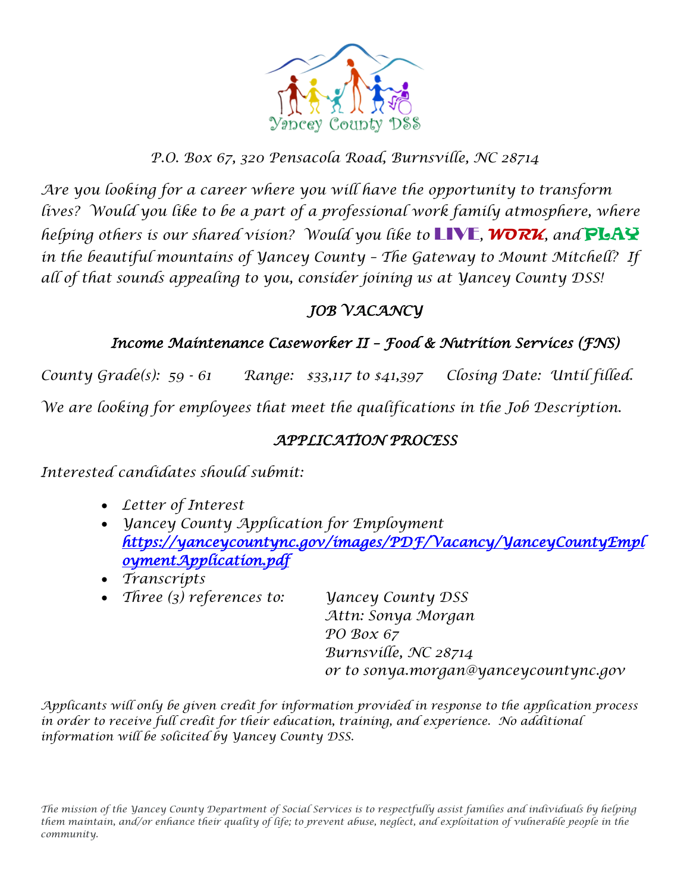Yancey County DSS

*P.O. Box 67, 320 Pensacola Road, Burnsville, NC 28714*

*Are you looking for a career where you will have the opportunity to transform lives? Would you like to be a part of a professional work family atmosphere, where helping others is our shared vision? Would you like to* **LIVE**, ***WORK***, *and* **PLAY** *in the beautiful mountains of Yancey County – The Gateway to Mount Mitchell? If all of that sounds appealing to you, consider joining us at Yancey County DSS!*

## *JOB VACANCY*

### *Income Maintenance Caseworker II – Food & Nutrition Services (FNS)*

*County Grade(s): 59 - 61    Range: $33,117 to $41,397    Closing Date: Until filled.*

*We are looking for employees that meet the qualifications in the Job Description.*

## *APPLICATION PROCESS*

*Interested candidates should submit:*

- *Letter of Interest*
- *Yancey County Application for Employment* *https://yanceycountync.gov/images/PDF/Vacancy/YanceyCountyEmploymentApplication.pdf*
- *Transcripts*
- *Three (3) references to:*
  *Yancey County DSS*
  *Attn: Sonya Morgan*
  *PO Box 67*
  *Burnsville, NC 28714*
  *or to sonya.morgan@yanceycountync.gov*

*Applicants will only be given credit for information provided in response to the application process in order to receive full credit for their education, training, and experience. No additional information will be solicited by Yancey County DSS.*

*The mission of the Yancey County Department of Social Services is to respectfully assist families and individuals by helping them maintain, and/or enhance their quality of life; to prevent abuse, neglect, and exploitation of vulnerable people in the community.*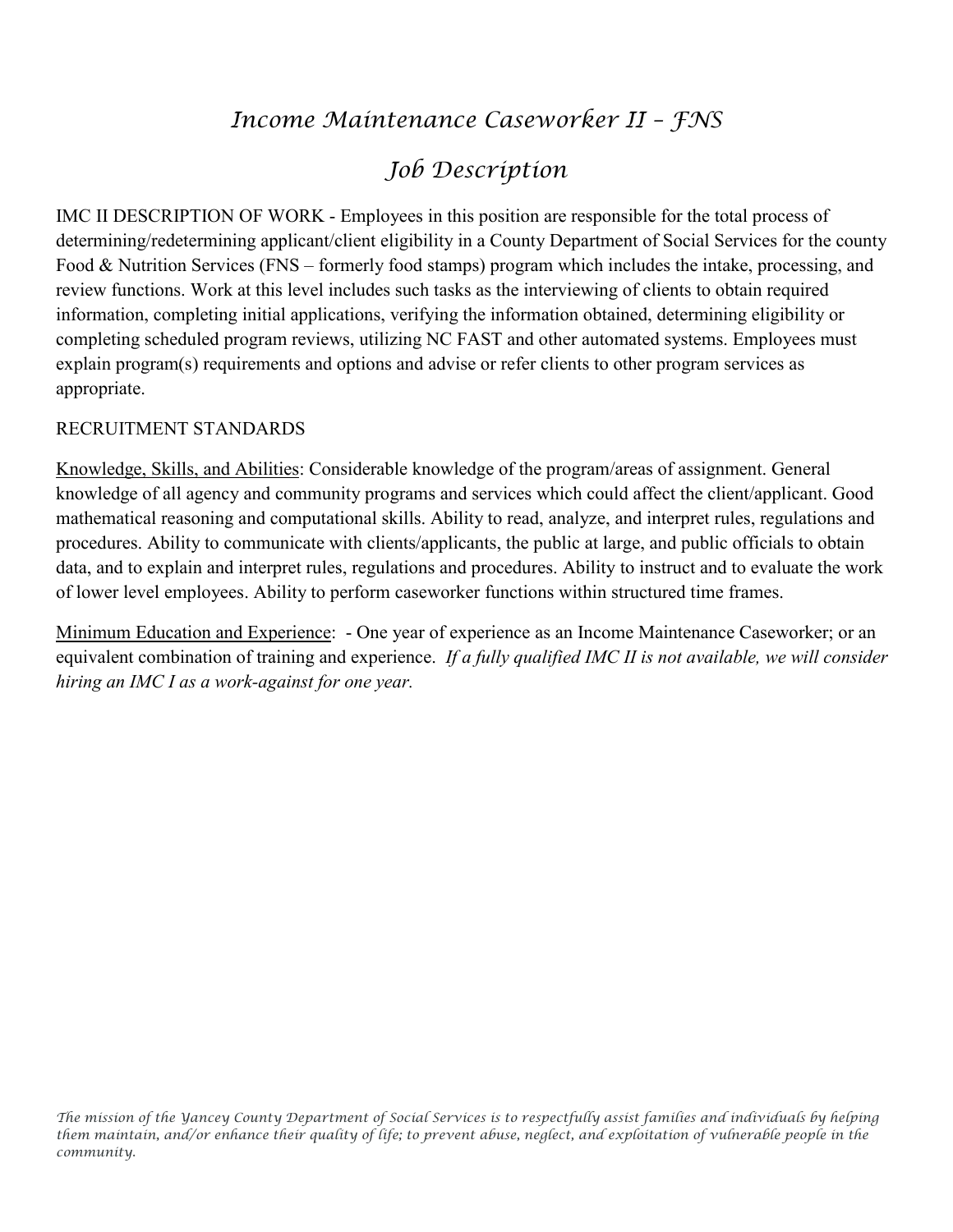# *Income Maintenance Caseworker II – FNS*

## *Job Description*

IMC II DESCRIPTION OF WORK - Employees in this position are responsible for the total process of determining/redetermining applicant/client eligibility in a County Department of Social Services for the county Food & Nutrition Services (FNS – formerly food stamps) program which includes the intake, processing, and review functions. Work at this level includes such tasks as the interviewing of clients to obtain required information, completing initial applications, verifying the information obtained, determining eligibility or completing scheduled program reviews, utilizing NC FAST and other automated systems. Employees must explain program(s) requirements and options and advise or refer clients to other program services as appropriate.

RECRUITMENT STANDARDS

Knowledge, Skills, and Abilities: Considerable knowledge of the program/areas of assignment. General knowledge of all agency and community programs and services which could affect the client/applicant. Good mathematical reasoning and computational skills. Ability to read, analyze, and interpret rules, regulations and procedures. Ability to communicate with clients/applicants, the public at large, and public officials to obtain data, and to explain and interpret rules, regulations and procedures. Ability to instruct and to evaluate the work of lower level employees. Ability to perform caseworker functions within structured time frames.

Minimum Education and Experience: - One year of experience as an Income Maintenance Caseworker; or an equivalent combination of training and experience. *If a fully qualified IMC II is not available, we will consider hiring an IMC I as a work-against for one year.*

*The mission of the Yancey County Department of Social Services is to respectfully assist families and individuals by helping them maintain, and/or enhance their quality of life; to prevent abuse, neglect, and exploitation of vulnerable people in the community.*